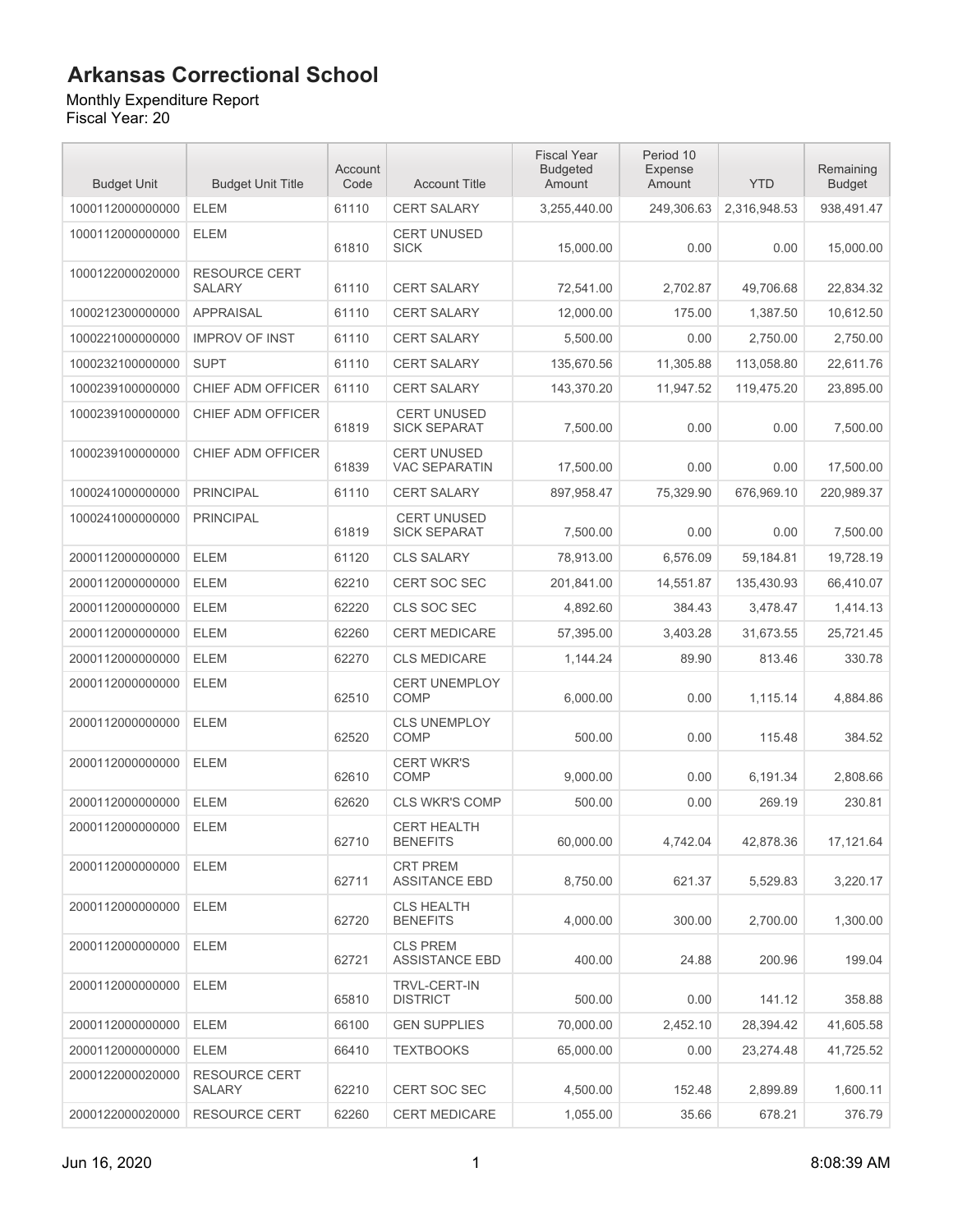# Arkansas Correctional School

Monthly Expenditure Report
Fiscal Year: 20

| Budget Unit | Budget Unit Title | Account Code | Account Title | Fiscal Year Budgeted Amount | Period 10 Expense Amount | YTD | Remaining Budget |
|---|---|---|---|---|---|---|---|
| 1000112000000000 | ELEM | 61110 | CERT SALARY | 3,255,440.00 | 249,306.63 | 2,316,948.53 | 938,491.47 |
| 1000112000000000 | ELEM | 61810 | CERT UNUSED SICK | 15,000.00 | 0.00 | 0.00 | 15,000.00 |
| 1000122000020000 | RESOURCE CERT SALARY | 61110 | CERT SALARY | 72,541.00 | 2,702.87 | 49,706.68 | 22,834.32 |
| 1000212300000000 | APPRAISAL | 61110 | CERT SALARY | 12,000.00 | 175.00 | 1,387.50 | 10,612.50 |
| 1000221000000000 | IMPROV OF INST | 61110 | CERT SALARY | 5,500.00 | 0.00 | 2,750.00 | 2,750.00 |
| 1000232100000000 | SUPT | 61110 | CERT SALARY | 135,670.56 | 11,305.88 | 113,058.80 | 22,611.76 |
| 1000239100000000 | CHIEF ADM OFFICER | 61110 | CERT SALARY | 143,370.20 | 11,947.52 | 119,475.20 | 23,895.00 |
| 1000239100000000 | CHIEF ADM OFFICER | 61819 | CERT UNUSED SICK SEPARAT | 7,500.00 | 0.00 | 0.00 | 7,500.00 |
| 1000239100000000 | CHIEF ADM OFFICER | 61839 | CERT UNUSED VAC SEPARATIN | 17,500.00 | 0.00 | 0.00 | 17,500.00 |
| 1000241000000000 | PRINCIPAL | 61110 | CERT SALARY | 897,958.47 | 75,329.90 | 676,969.10 | 220,989.37 |
| 1000241000000000 | PRINCIPAL | 61819 | CERT UNUSED SICK SEPARAT | 7,500.00 | 0.00 | 0.00 | 7,500.00 |
| 2000112000000000 | ELEM | 61120 | CLS SALARY | 78,913.00 | 6,576.09 | 59,184.81 | 19,728.19 |
| 2000112000000000 | ELEM | 62210 | CERT SOC SEC | 201,841.00 | 14,551.87 | 135,430.93 | 66,410.07 |
| 2000112000000000 | ELEM | 62220 | CLS SOC SEC | 4,892.60 | 384.43 | 3,478.47 | 1,414.13 |
| 2000112000000000 | ELEM | 62260 | CERT MEDICARE | 57,395.00 | 3,403.28 | 31,673.55 | 25,721.45 |
| 2000112000000000 | ELEM | 62270 | CLS MEDICARE | 1,144.24 | 89.90 | 813.46 | 330.78 |
| 2000112000000000 | ELEM | 62510 | CERT UNEMPLOY COMP | 6,000.00 | 0.00 | 1,115.14 | 4,884.86 |
| 2000112000000000 | ELEM | 62520 | CLS UNEMPLOY COMP | 500.00 | 0.00 | 115.48 | 384.52 |
| 2000112000000000 | ELEM | 62610 | CERT WKR'S COMP | 9,000.00 | 0.00 | 6,191.34 | 2,808.66 |
| 2000112000000000 | ELEM | 62620 | CLS WKR'S COMP | 500.00 | 0.00 | 269.19 | 230.81 |
| 2000112000000000 | ELEM | 62710 | CERT HEALTH BENEFITS | 60,000.00 | 4,742.04 | 42,878.36 | 17,121.64 |
| 2000112000000000 | ELEM | 62711 | CRT PREM ASSITANCE EBD | 8,750.00 | 621.37 | 5,529.83 | 3,220.17 |
| 2000112000000000 | ELEM | 62720 | CLS HEALTH BENEFITS | 4,000.00 | 300.00 | 2,700.00 | 1,300.00 |
| 2000112000000000 | ELEM | 62721 | CLS PREM ASSISTANCE EBD | 400.00 | 24.88 | 200.96 | 199.04 |
| 2000112000000000 | ELEM | 65810 | TRVL-CERT-IN DISTRICT | 500.00 | 0.00 | 141.12 | 358.88 |
| 2000112000000000 | ELEM | 66100 | GEN SUPPLIES | 70,000.00 | 2,452.10 | 28,394.42 | 41,605.58 |
| 2000112000000000 | ELEM | 66410 | TEXTBOOKS | 65,000.00 | 0.00 | 23,274.48 | 41,725.52 |
| 2000122000020000 | RESOURCE CERT SALARY | 62210 | CERT SOC SEC | 4,500.00 | 152.48 | 2,899.89 | 1,600.11 |
| 2000122000020000 | RESOURCE CERT | 62260 | CERT MEDICARE | 1,055.00 | 35.66 | 678.21 | 376.79 |

Jun 16, 2020 8:08:39 AM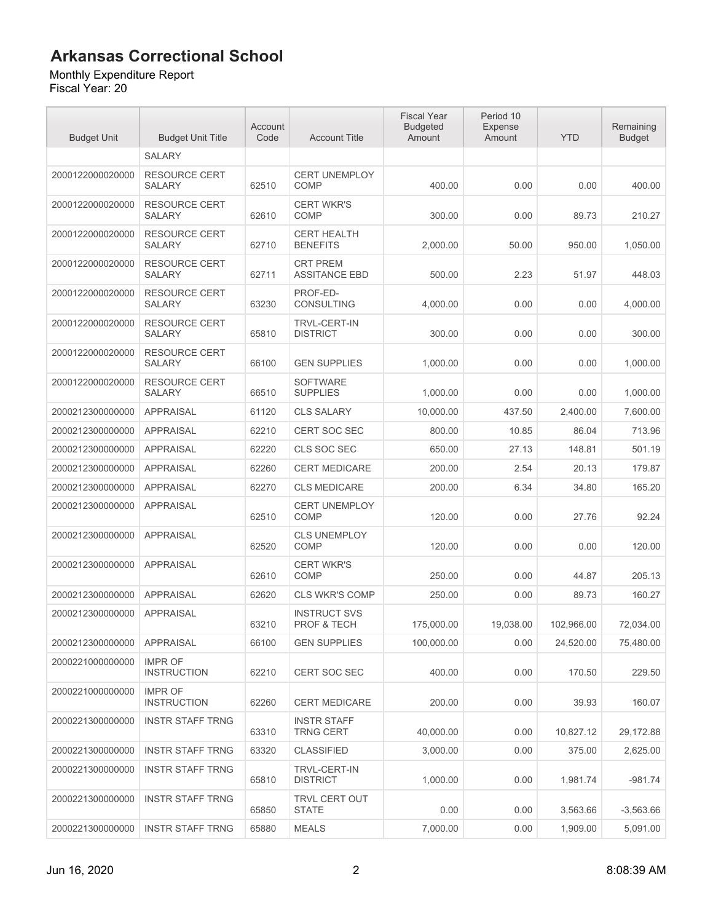# Arkansas Correctional School

Monthly Expenditure Report
Fiscal Year: 20

| Budget Unit | Budget Unit Title | Account Code | Account Title | Fiscal Year Budgeted Amount | Period 10 Expense Amount | YTD | Remaining Budget |
|---|---|---|---|---|---|---|---|
| | SALARY | | | | | | |
| 2000122000020000 | RESOURCE CERT SALARY | 62510 | CERT UNEMPLOY COMP | 400.00 | 0.00 | 0.00 | 400.00 |
| 2000122000020000 | RESOURCE CERT SALARY | 62610 | CERT WKR'S COMP | 300.00 | 0.00 | 89.73 | 210.27 |
| 2000122000020000 | RESOURCE CERT SALARY | 62710 | CERT HEALTH BENEFITS | 2,000.00 | 50.00 | 950.00 | 1,050.00 |
| 2000122000020000 | RESOURCE CERT SALARY | 62711 | CRT PREM ASSITANCE EBD | 500.00 | 2.23 | 51.97 | 448.03 |
| 2000122000020000 | RESOURCE CERT SALARY | 63230 | PROF-ED-CONSULTING | 4,000.00 | 0.00 | 0.00 | 4,000.00 |
| 2000122000020000 | RESOURCE CERT SALARY | 65810 | TRVL-CERT-IN DISTRICT | 300.00 | 0.00 | 0.00 | 300.00 |
| 2000122000020000 | RESOURCE CERT SALARY | 66100 | GEN SUPPLIES | 1,000.00 | 0.00 | 0.00 | 1,000.00 |
| 2000122000020000 | RESOURCE CERT SALARY | 66510 | SOFTWARE SUPPLIES | 1,000.00 | 0.00 | 0.00 | 1,000.00 |
| 2000212300000000 | APPRAISAL | 61120 | CLS SALARY | 10,000.00 | 437.50 | 2,400.00 | 7,600.00 |
| 2000212300000000 | APPRAISAL | 62210 | CERT SOC SEC | 800.00 | 10.85 | 86.04 | 713.96 |
| 2000212300000000 | APPRAISAL | 62220 | CLS SOC SEC | 650.00 | 27.13 | 148.81 | 501.19 |
| 2000212300000000 | APPRAISAL | 62260 | CERT MEDICARE | 200.00 | 2.54 | 20.13 | 179.87 |
| 2000212300000000 | APPRAISAL | 62270 | CLS MEDICARE | 200.00 | 6.34 | 34.80 | 165.20 |
| 2000212300000000 | APPRAISAL | 62510 | CERT UNEMPLOY COMP | 120.00 | 0.00 | 27.76 | 92.24 |
| 2000212300000000 | APPRAISAL | 62520 | CLS UNEMPLOY COMP | 120.00 | 0.00 | 0.00 | 120.00 |
| 2000212300000000 | APPRAISAL | 62610 | CERT WKR'S COMP | 250.00 | 0.00 | 44.87 | 205.13 |
| 2000212300000000 | APPRAISAL | 62620 | CLS WKR'S COMP | 250.00 | 0.00 | 89.73 | 160.27 |
| 2000212300000000 | APPRAISAL | 63210 | INSTRUCT SVS PROF & TECH | 175,000.00 | 19,038.00 | 102,966.00 | 72,034.00 |
| 2000212300000000 | APPRAISAL | 66100 | GEN SUPPLIES | 100,000.00 | 0.00 | 24,520.00 | 75,480.00 |
| 2000221000000000 | IMPR OF INSTRUCTION | 62210 | CERT SOC SEC | 400.00 | 0.00 | 170.50 | 229.50 |
| 2000221000000000 | IMPR OF INSTRUCTION | 62260 | CERT MEDICARE | 200.00 | 0.00 | 39.93 | 160.07 |
| 2000221300000000 | INSTR STAFF TRNG | 63310 | INSTR STAFF TRNG CERT | 40,000.00 | 0.00 | 10,827.12 | 29,172.88 |
| 2000221300000000 | INSTR STAFF TRNG | 63320 | CLASSIFIED | 3,000.00 | 0.00 | 375.00 | 2,625.00 |
| 2000221300000000 | INSTR STAFF TRNG | 65810 | TRVL-CERT-IN DISTRICT | 1,000.00 | 0.00 | 1,981.74 | -981.74 |
| 2000221300000000 | INSTR STAFF TRNG | 65850 | TRVL CERT OUT STATE | 0.00 | 0.00 | 3,563.66 | -3,563.66 |
| 2000221300000000 | INSTR STAFF TRNG | 65880 | MEALS | 7,000.00 | 0.00 | 1,909.00 | 5,091.00 |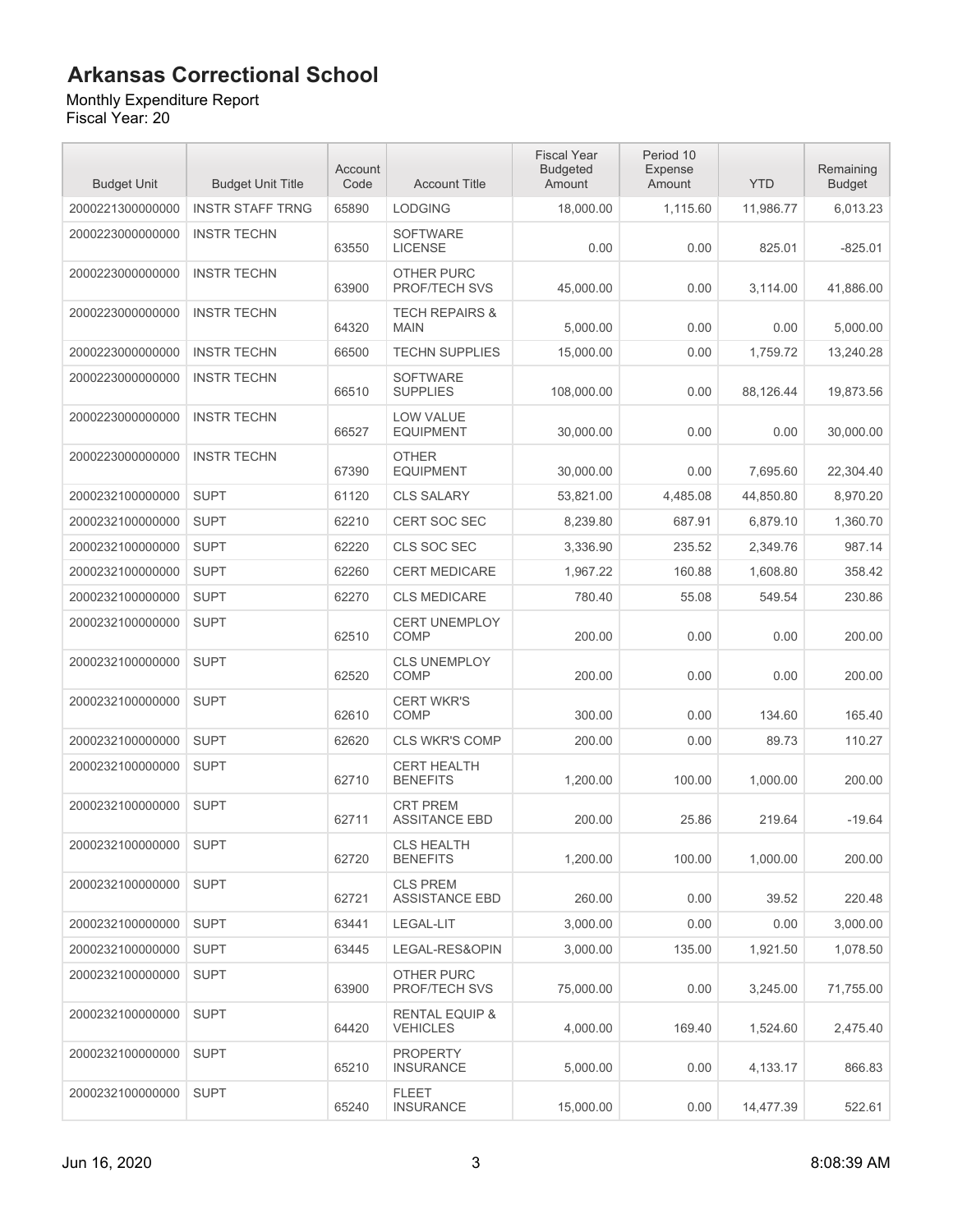# Arkansas Correctional School

Monthly Expenditure Report
Fiscal Year: 20

| Budget Unit | Budget Unit Title | Account Code | Account Title | Fiscal Year Budgeted Amount | Period 10 Expense Amount | YTD | Remaining Budget |
|---|---|---|---|---|---|---|---|
| 2000221300000000 | INSTR STAFF TRNG | 65890 | LODGING | 18,000.00 | 1,115.60 | 11,986.77 | 6,013.23 |
| 2000223000000000 | INSTR TECHN | 63550 | SOFTWARE LICENSE | 0.00 | 0.00 | 825.01 | -825.01 |
| 2000223000000000 | INSTR TECHN | 63900 | OTHER PURC PROF/TECH SVS | 45,000.00 | 0.00 | 3,114.00 | 41,886.00 |
| 2000223000000000 | INSTR TECHN | 64320 | TECH REPAIRS & MAIN | 5,000.00 | 0.00 | 0.00 | 5,000.00 |
| 2000223000000000 | INSTR TECHN | 66500 | TECHN SUPPLIES | 15,000.00 | 0.00 | 1,759.72 | 13,240.28 |
| 2000223000000000 | INSTR TECHN | 66510 | SOFTWARE SUPPLIES | 108,000.00 | 0.00 | 88,126.44 | 19,873.56 |
| 2000223000000000 | INSTR TECHN | 66527 | LOW VALUE EQUIPMENT | 30,000.00 | 0.00 | 0.00 | 30,000.00 |
| 2000223000000000 | INSTR TECHN | 67390 | OTHER EQUIPMENT | 30,000.00 | 0.00 | 7,695.60 | 22,304.40 |
| 2000232100000000 | SUPT | 61120 | CLS SALARY | 53,821.00 | 4,485.08 | 44,850.80 | 8,970.20 |
| 2000232100000000 | SUPT | 62210 | CERT SOC SEC | 8,239.80 | 687.91 | 6,879.10 | 1,360.70 |
| 2000232100000000 | SUPT | 62220 | CLS SOC SEC | 3,336.90 | 235.52 | 2,349.76 | 987.14 |
| 2000232100000000 | SUPT | 62260 | CERT MEDICARE | 1,967.22 | 160.88 | 1,608.80 | 358.42 |
| 2000232100000000 | SUPT | 62270 | CLS MEDICARE | 780.40 | 55.08 | 549.54 | 230.86 |
| 2000232100000000 | SUPT | 62510 | CERT UNEMPLOY COMP | 200.00 | 0.00 | 0.00 | 200.00 |
| 2000232100000000 | SUPT | 62520 | CLS UNEMPLOY COMP | 200.00 | 0.00 | 0.00 | 200.00 |
| 2000232100000000 | SUPT | 62610 | CERT WKR'S COMP | 300.00 | 0.00 | 134.60 | 165.40 |
| 2000232100000000 | SUPT | 62620 | CLS WKR'S COMP | 200.00 | 0.00 | 89.73 | 110.27 |
| 2000232100000000 | SUPT | 62710 | CERT HEALTH BENEFITS | 1,200.00 | 100.00 | 1,000.00 | 200.00 |
| 2000232100000000 | SUPT | 62711 | CRT PREM ASSITANCE EBD | 200.00 | 25.86 | 219.64 | -19.64 |
| 2000232100000000 | SUPT | 62720 | CLS HEALTH BENEFITS | 1,200.00 | 100.00 | 1,000.00 | 200.00 |
| 2000232100000000 | SUPT | 62721 | CLS PREM ASSISTANCE EBD | 260.00 | 0.00 | 39.52 | 220.48 |
| 2000232100000000 | SUPT | 63441 | LEGAL-LIT | 3,000.00 | 0.00 | 0.00 | 3,000.00 |
| 2000232100000000 | SUPT | 63445 | LEGAL-RES&OPIN | 3,000.00 | 135.00 | 1,921.50 | 1,078.50 |
| 2000232100000000 | SUPT | 63900 | OTHER PURC PROF/TECH SVS | 75,000.00 | 0.00 | 3,245.00 | 71,755.00 |
| 2000232100000000 | SUPT | 64420 | RENTAL EQUIP & VEHICLES | 4,000.00 | 169.40 | 1,524.60 | 2,475.40 |
| 2000232100000000 | SUPT | 65210 | PROPERTY INSURANCE | 5,000.00 | 0.00 | 4,133.17 | 866.83 |
| 2000232100000000 | SUPT | 65240 | FLEET INSURANCE | 15,000.00 | 0.00 | 14,477.39 | 522.61 |

Jun 16, 2020 8:08:39 AM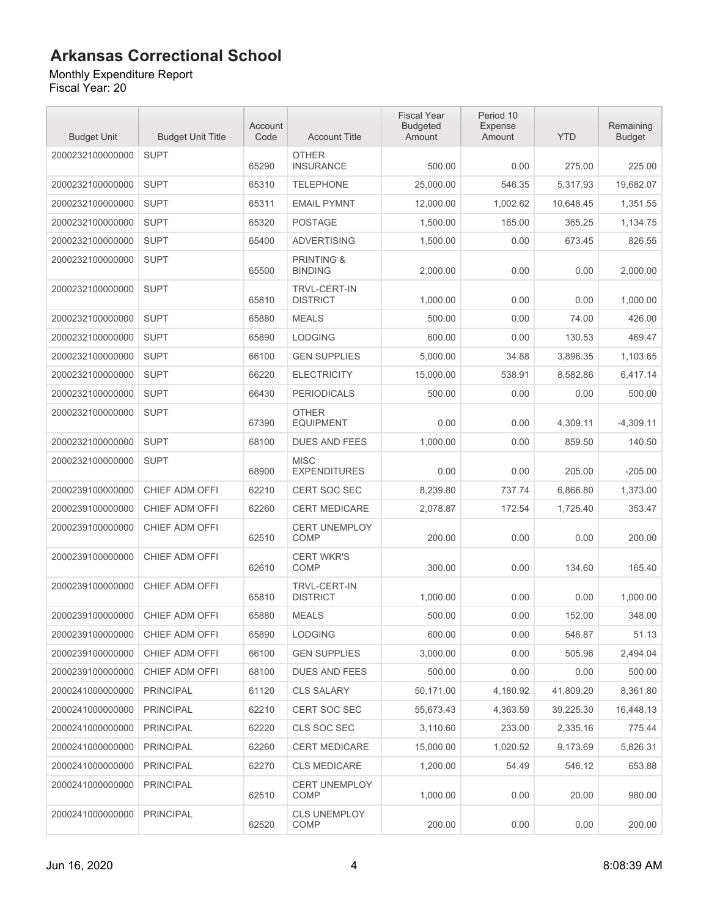# Arkansas Correctional School

Monthly Expenditure Report
Fiscal Year: 20

| Budget Unit | Budget Unit Title | Account Code | Account Title | Fiscal Year Budgeted Amount | Period 10 Expense Amount | YTD | Remaining Budget |
|---|---|---|---|---|---|---|---|
| 2000232100000000 | SUPT | 65290 | OTHER INSURANCE | 500.00 | 0.00 | 275.00 | 225.00 |
| 2000232100000000 | SUPT | 65310 | TELEPHONE | 25,000.00 | 546.35 | 5,317.93 | 19,682.07 |
| 2000232100000000 | SUPT | 65311 | EMAIL PYMNT | 12,000.00 | 1,002.62 | 10,648.45 | 1,351.55 |
| 2000232100000000 | SUPT | 65320 | POSTAGE | 1,500.00 | 165.00 | 365.25 | 1,134.75 |
| 2000232100000000 | SUPT | 65400 | ADVERTISING | 1,500.00 | 0.00 | 673.45 | 826.55 |
| 2000232100000000 | SUPT | 65500 | PRINTING & BINDING | 2,000.00 | 0.00 | 0.00 | 2,000.00 |
| 2000232100000000 | SUPT | 65810 | TRVL-CERT-IN DISTRICT | 1,000.00 | 0.00 | 0.00 | 1,000.00 |
| 2000232100000000 | SUPT | 65880 | MEALS | 500.00 | 0.00 | 74.00 | 426.00 |
| 2000232100000000 | SUPT | 65890 | LODGING | 600.00 | 0.00 | 130.53 | 469.47 |
| 2000232100000000 | SUPT | 66100 | GEN SUPPLIES | 5,000.00 | 34.88 | 3,896.35 | 1,103.65 |
| 2000232100000000 | SUPT | 66220 | ELECTRICITY | 15,000.00 | 538.91 | 8,582.86 | 6,417.14 |
| 2000232100000000 | SUPT | 66430 | PERIODICALS | 500.00 | 0.00 | 0.00 | 500.00 |
| 2000232100000000 | SUPT | 67390 | OTHER EQUIPMENT | 0.00 | 0.00 | 4,309.11 | -4,309.11 |
| 2000232100000000 | SUPT | 68100 | DUES AND FEES | 1,000.00 | 0.00 | 859.50 | 140.50 |
| 2000232100000000 | SUPT | 68900 | MISC EXPENDITURES | 0.00 | 0.00 | 205.00 | -205.00 |
| 2000239100000000 | CHIEF ADM OFFI | 62210 | CERT SOC SEC | 8,239.80 | 737.74 | 6,866.80 | 1,373.00 |
| 2000239100000000 | CHIEF ADM OFFI | 62260 | CERT MEDICARE | 2,078.87 | 172.54 | 1,725.40 | 353.47 |
| 2000239100000000 | CHIEF ADM OFFI | 62510 | CERT UNEMPLOY COMP | 200.00 | 0.00 | 0.00 | 200.00 |
| 2000239100000000 | CHIEF ADM OFFI | 62610 | CERT WKR'S COMP | 300.00 | 0.00 | 134.60 | 165.40 |
| 2000239100000000 | CHIEF ADM OFFI | 65810 | TRVL-CERT-IN DISTRICT | 1,000.00 | 0.00 | 0.00 | 1,000.00 |
| 2000239100000000 | CHIEF ADM OFFI | 65880 | MEALS | 500.00 | 0.00 | 152.00 | 348.00 |
| 2000239100000000 | CHIEF ADM OFFI | 65890 | LODGING | 600.00 | 0.00 | 548.87 | 51.13 |
| 2000239100000000 | CHIEF ADM OFFI | 66100 | GEN SUPPLIES | 3,000.00 | 0.00 | 505.96 | 2,494.04 |
| 2000239100000000 | CHIEF ADM OFFI | 68100 | DUES AND FEES | 500.00 | 0.00 | 0.00 | 500.00 |
| 2000241000000000 | PRINCIPAL | 61120 | CLS SALARY | 50,171.00 | 4,180.92 | 41,809.20 | 8,361.80 |
| 2000241000000000 | PRINCIPAL | 62210 | CERT SOC SEC | 55,673.43 | 4,363.59 | 39,225.30 | 16,448.13 |
| 2000241000000000 | PRINCIPAL | 62220 | CLS SOC SEC | 3,110.60 | 233.00 | 2,335.16 | 775.44 |
| 2000241000000000 | PRINCIPAL | 62260 | CERT MEDICARE | 15,000.00 | 1,020.52 | 9,173.69 | 5,826.31 |
| 2000241000000000 | PRINCIPAL | 62270 | CLS MEDICARE | 1,200.00 | 54.49 | 546.12 | 653.88 |
| 2000241000000000 | PRINCIPAL | 62510 | CERT UNEMPLOY COMP | 1,000.00 | 0.00 | 20.00 | 980.00 |
| 2000241000000000 | PRINCIPAL | 62520 | CLS UNEMPLOY COMP | 200.00 | 0.00 | 0.00 | 200.00 |

Jun 16, 2020 8:08:39 AM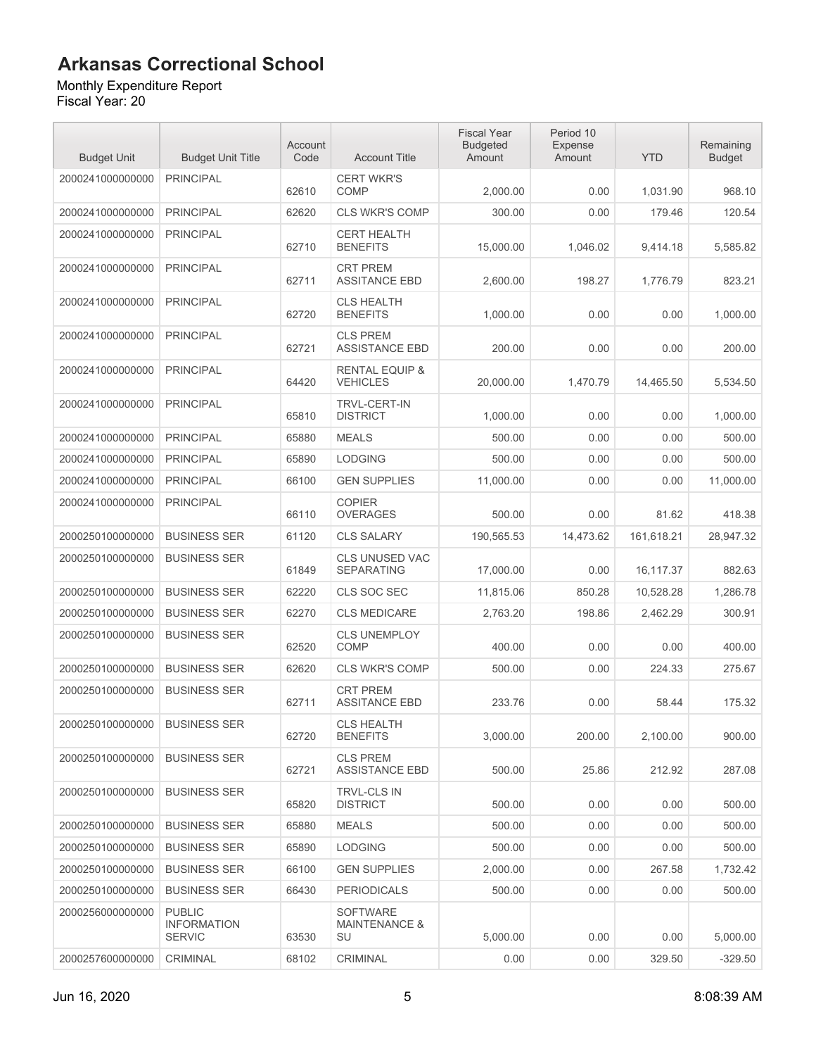# Arkansas Correctional School

Monthly Expenditure Report
Fiscal Year: 20

| Budget Unit | Budget Unit Title | Account Code | Account Title | Fiscal Year Budgeted Amount | Period 10 Expense Amount | YTD | Remaining Budget |
|---|---|---|---|---|---|---|---|
| 2000241000000000 | PRINCIPAL | 62610 | CERT WKR'S COMP | 2,000.00 | 0.00 | 1,031.90 | 968.10 |
| 2000241000000000 | PRINCIPAL | 62620 | CLS WKR'S COMP | 300.00 | 0.00 | 179.46 | 120.54 |
| 2000241000000000 | PRINCIPAL | 62710 | CERT HEALTH BENEFITS | 15,000.00 | 1,046.02 | 9,414.18 | 5,585.82 |
| 2000241000000000 | PRINCIPAL | 62711 | CRT PREM ASSITANCE EBD | 2,600.00 | 198.27 | 1,776.79 | 823.21 |
| 2000241000000000 | PRINCIPAL | 62720 | CLS HEALTH BENEFITS | 1,000.00 | 0.00 | 0.00 | 1,000.00 |
| 2000241000000000 | PRINCIPAL | 62721 | CLS PREM ASSISTANCE EBD | 200.00 | 0.00 | 0.00 | 200.00 |
| 2000241000000000 | PRINCIPAL | 64420 | RENTAL EQUIP & VEHICLES | 20,000.00 | 1,470.79 | 14,465.50 | 5,534.50 |
| 2000241000000000 | PRINCIPAL | 65810 | TRVL-CERT-IN DISTRICT | 1,000.00 | 0.00 | 0.00 | 1,000.00 |
| 2000241000000000 | PRINCIPAL | 65880 | MEALS | 500.00 | 0.00 | 0.00 | 500.00 |
| 2000241000000000 | PRINCIPAL | 65890 | LODGING | 500.00 | 0.00 | 0.00 | 500.00 |
| 2000241000000000 | PRINCIPAL | 66100 | GEN SUPPLIES | 11,000.00 | 0.00 | 0.00 | 11,000.00 |
| 2000241000000000 | PRINCIPAL | 66110 | COPIER OVERAGES | 500.00 | 0.00 | 81.62 | 418.38 |
| 2000250100000000 | BUSINESS SER | 61120 | CLS SALARY | 190,565.53 | 14,473.62 | 161,618.21 | 28,947.32 |
| 2000250100000000 | BUSINESS SER | 61849 | CLS UNUSED VAC SEPARATING | 17,000.00 | 0.00 | 16,117.37 | 882.63 |
| 2000250100000000 | BUSINESS SER | 62220 | CLS SOC SEC | 11,815.06 | 850.28 | 10,528.28 | 1,286.78 |
| 2000250100000000 | BUSINESS SER | 62270 | CLS MEDICARE | 2,763.20 | 198.86 | 2,462.29 | 300.91 |
| 2000250100000000 | BUSINESS SER | 62520 | CLS UNEMPLOY COMP | 400.00 | 0.00 | 0.00 | 400.00 |
| 2000250100000000 | BUSINESS SER | 62620 | CLS WKR'S COMP | 500.00 | 0.00 | 224.33 | 275.67 |
| 2000250100000000 | BUSINESS SER | 62711 | CRT PREM ASSITANCE EBD | 233.76 | 0.00 | 58.44 | 175.32 |
| 2000250100000000 | BUSINESS SER | 62720 | CLS HEALTH BENEFITS | 3,000.00 | 200.00 | 2,100.00 | 900.00 |
| 2000250100000000 | BUSINESS SER | 62721 | CLS PREM ASSISTANCE EBD | 500.00 | 25.86 | 212.92 | 287.08 |
| 2000250100000000 | BUSINESS SER | 65820 | TRVL-CLS IN DISTRICT | 500.00 | 0.00 | 0.00 | 500.00 |
| 2000250100000000 | BUSINESS SER | 65880 | MEALS | 500.00 | 0.00 | 0.00 | 500.00 |
| 2000250100000000 | BUSINESS SER | 65890 | LODGING | 500.00 | 0.00 | 0.00 | 500.00 |
| 2000250100000000 | BUSINESS SER | 66100 | GEN SUPPLIES | 2,000.00 | 0.00 | 267.58 | 1,732.42 |
| 2000250100000000 | BUSINESS SER | 66430 | PERIODICALS | 500.00 | 0.00 | 0.00 | 500.00 |
| 2000256000000000 | PUBLIC INFORMATION SERVIC | 63530 | SOFTWARE MAINTENANCE & SU | 5,000.00 | 0.00 | 0.00 | 5,000.00 |
| 2000257600000000 | CRIMINAL | 68102 | CRIMINAL | 0.00 | 0.00 | 329.50 | -329.50 |

Jun 16, 2020 8:08:39 AM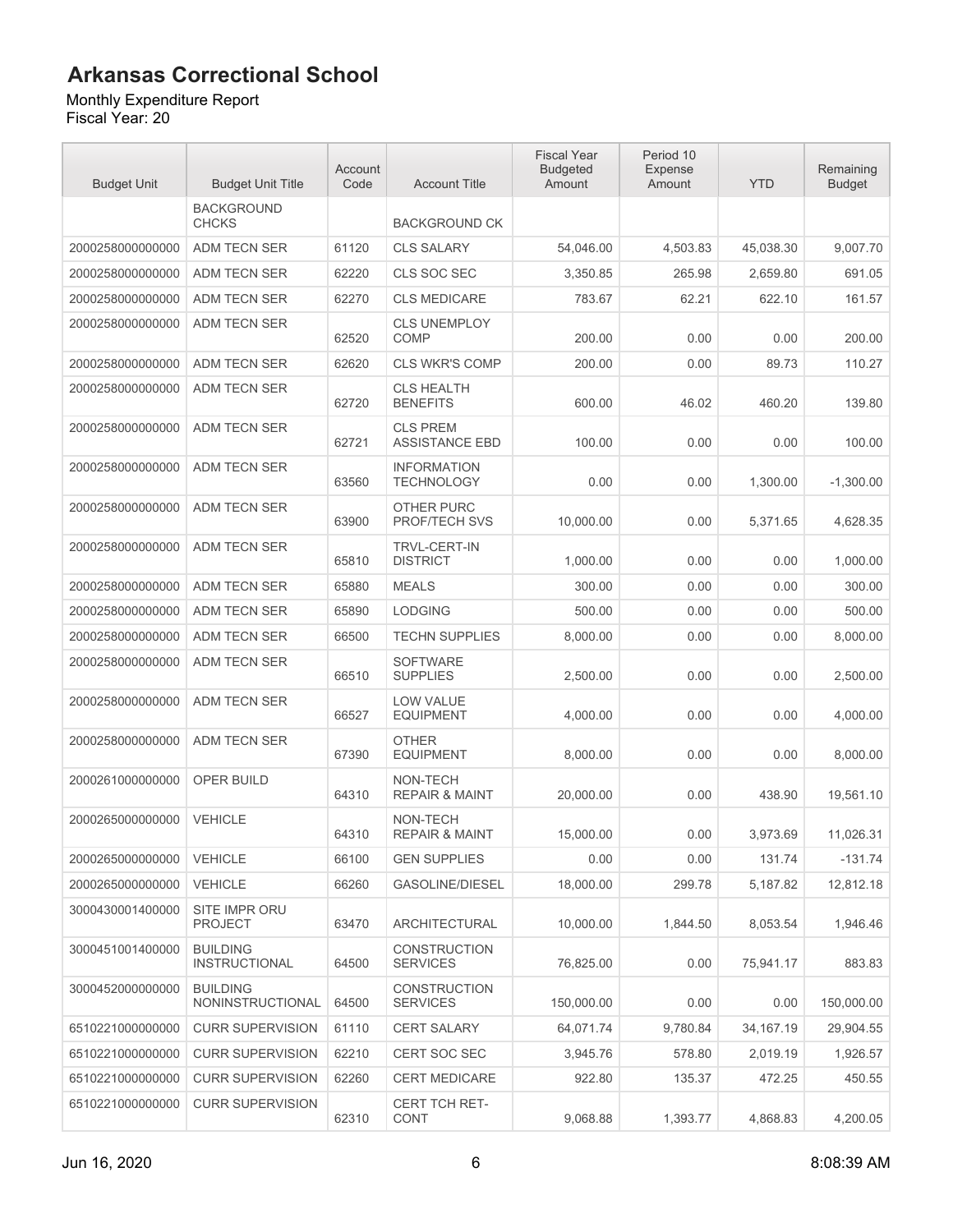# Arkansas Correctional School

Monthly Expenditure Report
Fiscal Year: 20

| Budget Unit | Budget Unit Title | Account Code | Account Title | Fiscal Year Budgeted Amount | Period 10 Expense Amount | YTD | Remaining Budget |
|---|---|---|---|---|---|---|---|
| | BACKGROUND CHCKS | | BACKGROUND CK | | | | |
| 2000258000000000 | ADM TECN SER | 61120 | CLS SALARY | 54,046.00 | 4,503.83 | 45,038.30 | 9,007.70 |
| 2000258000000000 | ADM TECN SER | 62220 | CLS SOC SEC | 3,350.85 | 265.98 | 2,659.80 | 691.05 |
| 2000258000000000 | ADM TECN SER | 62270 | CLS MEDICARE | 783.67 | 62.21 | 622.10 | 161.57 |
| 2000258000000000 | ADM TECN SER | 62520 | CLS UNEMPLOY COMP | 200.00 | 0.00 | 0.00 | 200.00 |
| 2000258000000000 | ADM TECN SER | 62620 | CLS WKR'S COMP | 200.00 | 0.00 | 89.73 | 110.27 |
| 2000258000000000 | ADM TECN SER | 62720 | CLS HEALTH BENEFITS | 600.00 | 46.02 | 460.20 | 139.80 |
| 2000258000000000 | ADM TECN SER | 62721 | CLS PREM ASSISTANCE EBD | 100.00 | 0.00 | 0.00 | 100.00 |
| 2000258000000000 | ADM TECN SER | 63560 | INFORMATION TECHNOLOGY | 0.00 | 0.00 | 1,300.00 | -1,300.00 |
| 2000258000000000 | ADM TECN SER | 63900 | OTHER PURC PROF/TECH SVS | 10,000.00 | 0.00 | 5,371.65 | 4,628.35 |
| 2000258000000000 | ADM TECN SER | 65810 | TRVL-CERT-IN DISTRICT | 1,000.00 | 0.00 | 0.00 | 1,000.00 |
| 2000258000000000 | ADM TECN SER | 65880 | MEALS | 300.00 | 0.00 | 0.00 | 300.00 |
| 2000258000000000 | ADM TECN SER | 65890 | LODGING | 500.00 | 0.00 | 0.00 | 500.00 |
| 2000258000000000 | ADM TECN SER | 66500 | TECHN SUPPLIES | 8,000.00 | 0.00 | 0.00 | 8,000.00 |
| 2000258000000000 | ADM TECN SER | 66510 | SOFTWARE SUPPLIES | 2,500.00 | 0.00 | 0.00 | 2,500.00 |
| 2000258000000000 | ADM TECN SER | 66527 | LOW VALUE EQUIPMENT | 4,000.00 | 0.00 | 0.00 | 4,000.00 |
| 2000258000000000 | ADM TECN SER | 67390 | OTHER EQUIPMENT | 8,000.00 | 0.00 | 0.00 | 8,000.00 |
| 2000261000000000 | OPER BUILD | 64310 | NON-TECH REPAIR & MAINT | 20,000.00 | 0.00 | 438.90 | 19,561.10 |
| 2000265000000000 | VEHICLE | 64310 | NON-TECH REPAIR & MAINT | 15,000.00 | 0.00 | 3,973.69 | 11,026.31 |
| 2000265000000000 | VEHICLE | 66100 | GEN SUPPLIES | 0.00 | 0.00 | 131.74 | -131.74 |
| 2000265000000000 | VEHICLE | 66260 | GASOLINE/DIESEL | 18,000.00 | 299.78 | 5,187.82 | 12,812.18 |
| 3000430001400000 | SITE IMPR ORU PROJECT | 63470 | ARCHITECTURAL | 10,000.00 | 1,844.50 | 8,053.54 | 1,946.46 |
| 3000451001400000 | BUILDING INSTRUCTIONAL | 64500 | CONSTRUCTION SERVICES | 76,825.00 | 0.00 | 75,941.17 | 883.83 |
| 3000452000000000 | BUILDING NONINSTRUCTIONAL | 64500 | CONSTRUCTION SERVICES | 150,000.00 | 0.00 | 0.00 | 150,000.00 |
| 6510221000000000 | CURR SUPERVISION | 61110 | CERT SALARY | 64,071.74 | 9,780.84 | 34,167.19 | 29,904.55 |
| 6510221000000000 | CURR SUPERVISION | 62210 | CERT SOC SEC | 3,945.76 | 578.80 | 2,019.19 | 1,926.57 |
| 6510221000000000 | CURR SUPERVISION | 62260 | CERT MEDICARE | 922.80 | 135.37 | 472.25 | 450.55 |
| 6510221000000000 | CURR SUPERVISION | 62310 | CERT TCH RET-CONT | 9,068.88 | 1,393.77 | 4,868.83 | 4,200.05 |

Jun 16, 2020 8:08:39 AM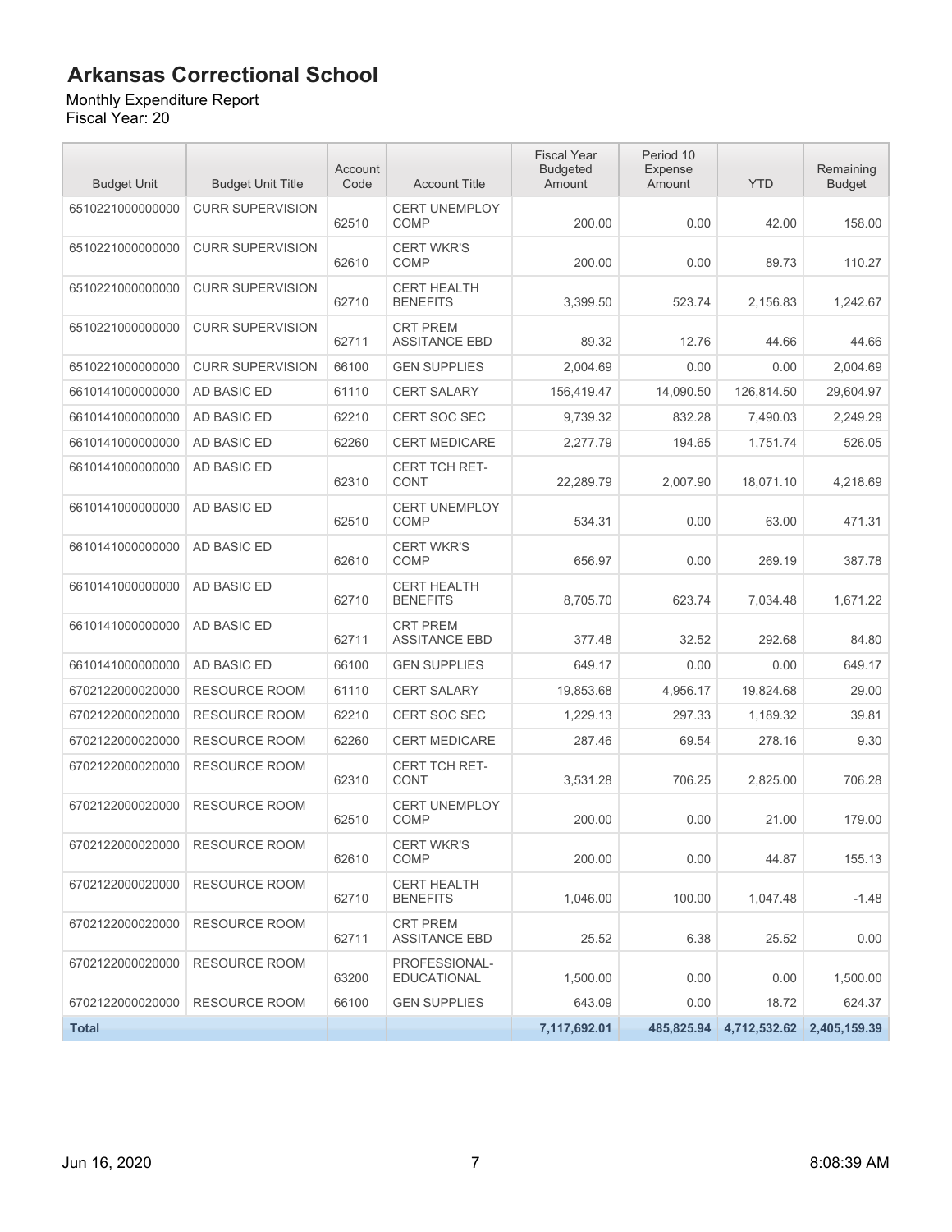# Arkansas Correctional School

Monthly Expenditure Report
Fiscal Year: 20

| Budget Unit | Budget Unit Title | Account Code | Account Title | Fiscal Year Budgeted Amount | Period 10 Expense Amount | YTD | Remaining Budget |
|---|---|---|---|---|---|---|---|
| 6510221000000000 | CURR SUPERVISION | 62510 | CERT UNEMPLOY COMP | 200.00 | 0.00 | 42.00 | 158.00 |
| 6510221000000000 | CURR SUPERVISION | 62610 | CERT WKR'S COMP | 200.00 | 0.00 | 89.73 | 110.27 |
| 6510221000000000 | CURR SUPERVISION | 62710 | CERT HEALTH BENEFITS | 3,399.50 | 523.74 | 2,156.83 | 1,242.67 |
| 6510221000000000 | CURR SUPERVISION | 62711 | CRT PREM ASSITANCE EBD | 89.32 | 12.76 | 44.66 | 44.66 |
| 6510221000000000 | CURR SUPERVISION | 66100 | GEN SUPPLIES | 2,004.69 | 0.00 | 0.00 | 2,004.69 |
| 6610141000000000 | AD BASIC ED | 61110 | CERT SALARY | 156,419.47 | 14,090.50 | 126,814.50 | 29,604.97 |
| 6610141000000000 | AD BASIC ED | 62210 | CERT SOC SEC | 9,739.32 | 832.28 | 7,490.03 | 2,249.29 |
| 6610141000000000 | AD BASIC ED | 62260 | CERT MEDICARE | 2,277.79 | 194.65 | 1,751.74 | 526.05 |
| 6610141000000000 | AD BASIC ED | 62310 | CERT TCH RET-CONT | 22,289.79 | 2,007.90 | 18,071.10 | 4,218.69 |
| 6610141000000000 | AD BASIC ED | 62510 | CERT UNEMPLOY COMP | 534.31 | 0.00 | 63.00 | 471.31 |
| 6610141000000000 | AD BASIC ED | 62610 | CERT WKR'S COMP | 656.97 | 0.00 | 269.19 | 387.78 |
| 6610141000000000 | AD BASIC ED | 62710 | CERT HEALTH BENEFITS | 8,705.70 | 623.74 | 7,034.48 | 1,671.22 |
| 6610141000000000 | AD BASIC ED | 62711 | CRT PREM ASSITANCE EBD | 377.48 | 32.52 | 292.68 | 84.80 |
| 6610141000000000 | AD BASIC ED | 66100 | GEN SUPPLIES | 649.17 | 0.00 | 0.00 | 649.17 |
| 6702122000020000 | RESOURCE ROOM | 61110 | CERT SALARY | 19,853.68 | 4,956.17 | 19,824.68 | 29.00 |
| 6702122000020000 | RESOURCE ROOM | 62210 | CERT SOC SEC | 1,229.13 | 297.33 | 1,189.32 | 39.81 |
| 6702122000020000 | RESOURCE ROOM | 62260 | CERT MEDICARE | 287.46 | 69.54 | 278.16 | 9.30 |
| 6702122000020000 | RESOURCE ROOM | 62310 | CERT TCH RET-CONT | 3,531.28 | 706.25 | 2,825.00 | 706.28 |
| 6702122000020000 | RESOURCE ROOM | 62510 | CERT UNEMPLOY COMP | 200.00 | 0.00 | 21.00 | 179.00 |
| 6702122000020000 | RESOURCE ROOM | 62610 | CERT WKR'S COMP | 200.00 | 0.00 | 44.87 | 155.13 |
| 6702122000020000 | RESOURCE ROOM | 62710 | CERT HEALTH BENEFITS | 1,046.00 | 100.00 | 1,047.48 | -1.48 |
| 6702122000020000 | RESOURCE ROOM | 62711 | CRT PREM ASSITANCE EBD | 25.52 | 6.38 | 25.52 | 0.00 |
| 6702122000020000 | RESOURCE ROOM | 63200 | PROFESSIONAL-EDUCATIONAL | 1,500.00 | 0.00 | 0.00 | 1,500.00 |
| 6702122000020000 | RESOURCE ROOM | 66100 | GEN SUPPLIES | 643.09 | 0.00 | 18.72 | 624.37 |
| **Total** | | | | **7,117,692.01** | **485,825.94** | **4,712,532.62** | **2,405,159.39** |

Jun 16, 2020 8:08:39 AM